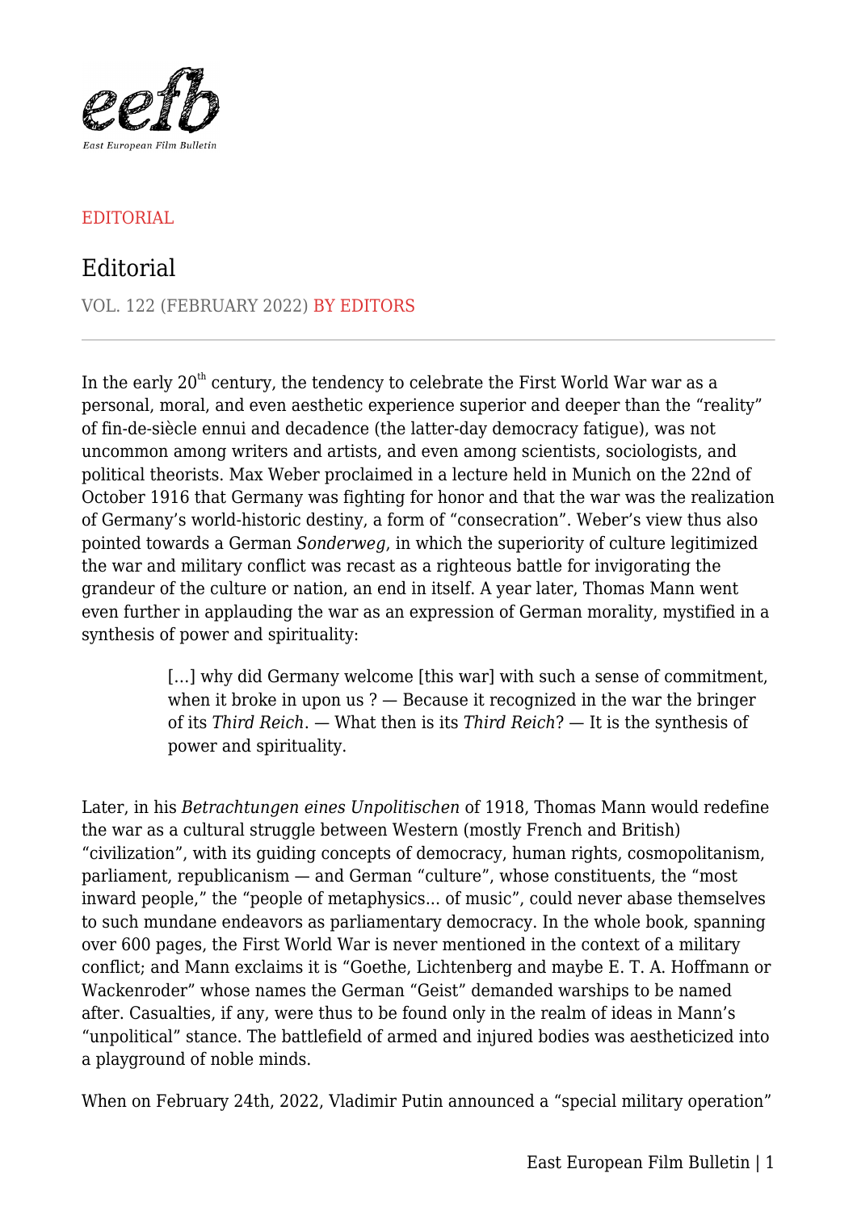EDITORIAL

# Editorial

VOL. 122 (FEBRUARY 2022) BY EDITORS

In the early 20th century, the tendency to celebrate the First World War war as a personal, moral, and even aesthetic experience superior and deeper than the "reality" of fin-de-siècle ennui and decadence (the latter-day democracy fatigue), was not uncommon among writers and artists, and even among scientists, sociologists, and political theorists. Max Weber proclaimed in a lecture held in Munich on the 22nd of October 1916 that Germany was fighting for honor and that the war was the realization of Germany's world-historic destiny, a form of "consecration". Weber's view thus also pointed towards a German *Sonderweg*, in which the superiority of culture legitimized the war and military conflict was recast as a righteous battle for invigorating the grandeur of the culture or nation, an end in itself. A year later, Thomas Mann went even further in applauding the war as an expression of German morality, mystified in a synthesis of power and spirituality:

> […] why did Germany welcome [this war] with such a sense of commitment, when it broke in upon us ? — Because it recognized in the war the bringer of its *Third Reich*. — What then is its *Third Reich*? — It is the synthesis of power and spirituality.

Later, in his *Betrachtungen eines Unpolitischen* of 1918, Thomas Mann would redefine the war as a cultural struggle between Western (mostly French and British) "civilization", with its guiding concepts of democracy, human rights, cosmopolitanism, parliament, republicanism — and German "culture", whose constituents, the "most inward people," the "people of metaphysics… of music", could never abase themselves to such mundane endeavors as parliamentary democracy. In the whole book, spanning over 600 pages, the First World War is never mentioned in the context of a military conflict; and Mann exclaims it is "Goethe, Lichtenberg and maybe E. T. A. Hoffmann or Wackenroder" whose names the German "Geist" demanded warships to be named after. Casualties, if any, were thus to be found only in the realm of ideas in Mann's "unpolitical" stance. The battlefield of armed and injured bodies was aestheticized into a playground of noble minds.

When on February 24th, 2022, Vladimir Putin announced a "special military operation"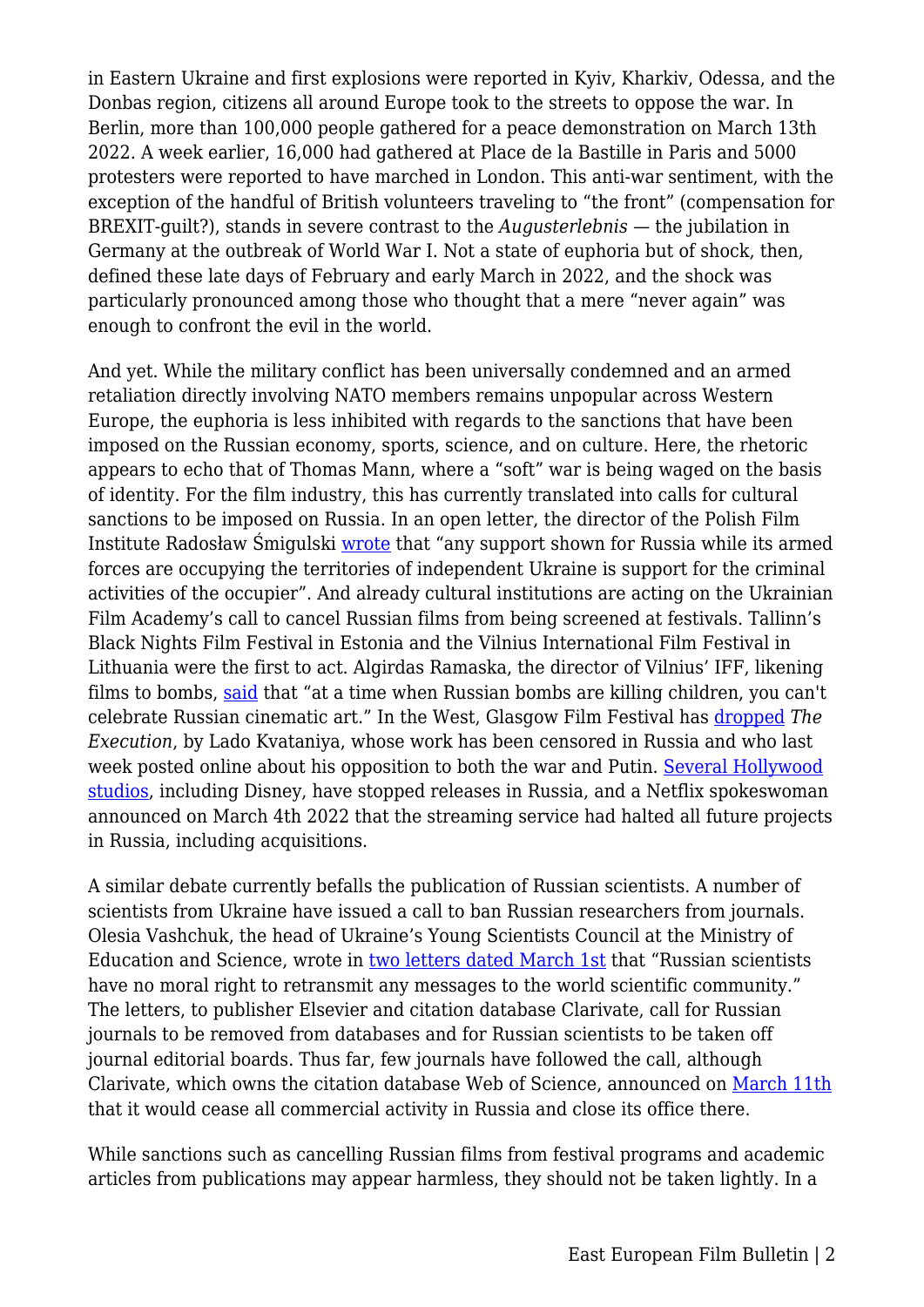in Eastern Ukraine and first explosions were reported in Kyiv, Kharkiv, Odessa, and the Donbas region, citizens all around Europe took to the streets to oppose the war. In Berlin, more than 100,000 people gathered for a peace demonstration on March 13th 2022. A week earlier, 16,000 had gathered at Place de la Bastille in Paris and 5000 protesters were reported to have marched in London. This anti-war sentiment, with the exception of the handful of British volunteers traveling to "the front" (compensation for BREXIT-guilt?), stands in severe contrast to the *Augusterlebnis* — the jubilation in Germany at the outbreak of World War I. Not a state of euphoria but of shock, then, defined these late days of February and early March in 2022, and the shock was particularly pronounced among those who thought that a mere "never again" was enough to confront the evil in the world.

And yet. While the military conflict has been universally condemned and an armed retaliation directly involving NATO members remains unpopular across Western Europe, the euphoria is less inhibited with regards to the sanctions that have been imposed on the Russian economy, sports, science, and on culture. Here, the rhetoric appears to echo that of Thomas Mann, where a "soft" war is being waged on the basis of identity. For the film industry, this has currently translated into calls for cultural sanctions to be imposed on Russia. In an open letter, the director of the Polish Film Institute Radosław Śmigulski wrote that "any support shown for Russia while its armed forces are occupying the territories of independent Ukraine is support for the criminal activities of the occupier". And already cultural institutions are acting on the Ukrainian Film Academy's call to cancel Russian films from being screened at festivals. Tallinn's Black Nights Film Festival in Estonia and the Vilnius International Film Festival in Lithuania were the first to act. Algirdas Ramaska, the director of Vilnius' IFF, likening films to bombs, said that "at a time when Russian bombs are killing children, you can't celebrate Russian cinematic art." In the West, Glasgow Film Festival has dropped *The Execution*, by Lado Kvataniya, whose work has been censored in Russia and who last week posted online about his opposition to both the war and Putin. Several Hollywood studios, including Disney, have stopped releases in Russia, and a Netflix spokeswoman announced on March 4th 2022 that the streaming service had halted all future projects in Russia, including acquisitions.

A similar debate currently befalls the publication of Russian scientists. A number of scientists from Ukraine have issued a call to ban Russian researchers from journals. Olesia Vashchuk, the head of Ukraine's Young Scientists Council at the Ministry of Education and Science, wrote in two letters dated March 1st that "Russian scientists have no moral right to retransmit any messages to the world scientific community." The letters, to publisher Elsevier and citation database Clarivate, call for Russian journals to be removed from databases and for Russian scientists to be taken off journal editorial boards. Thus far, few journals have followed the call, although Clarivate, which owns the citation database Web of Science, announced on March 11th that it would cease all commercial activity in Russia and close its office there.

While sanctions such as cancelling Russian films from festival programs and academic articles from publications may appear harmless, they should not be taken lightly. In a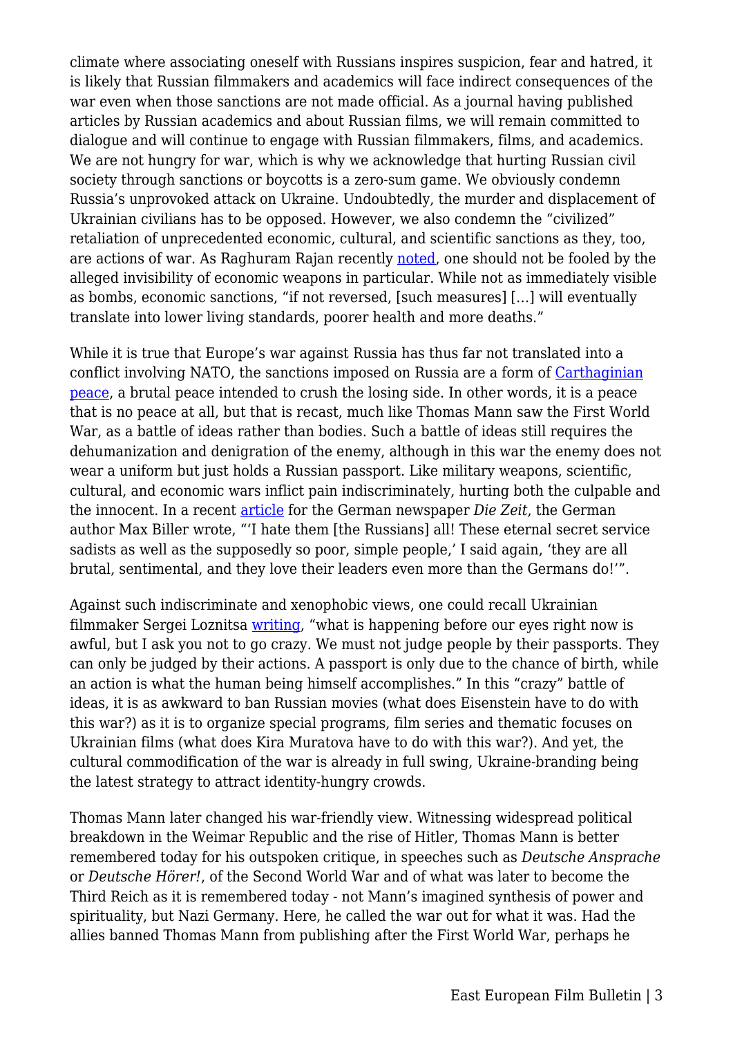climate where associating oneself with Russians inspires suspicion, fear and hatred, it is likely that Russian filmmakers and academics will face indirect consequences of the war even when those sanctions are not made official. As a journal having published articles by Russian academics and about Russian films, we will remain committed to dialogue and will continue to engage with Russian filmmakers, films, and academics. We are not hungry for war, which is why we acknowledge that hurting Russian civil society through sanctions or boycotts is a zero-sum game. We obviously condemn Russia's unprovoked attack on Ukraine. Undoubtedly, the murder and displacement of Ukrainian civilians has to be opposed. However, we also condemn the "civilized" retaliation of unprecedented economic, cultural, and scientific sanctions as they, too, are actions of war. As Raghuram Rajan recently noted, one should not be fooled by the alleged invisibility of economic weapons in particular. While not as immediately visible as bombs, economic sanctions, "if not reversed, [such measures] […] will eventually translate into lower living standards, poorer health and more deaths."

While it is true that Europe's war against Russia has thus far not translated into a conflict involving NATO, the sanctions imposed on Russia are a form of Carthaginian peace, a brutal peace intended to crush the losing side. In other words, it is a peace that is no peace at all, but that is recast, much like Thomas Mann saw the First World War, as a battle of ideas rather than bodies. Such a battle of ideas still requires the dehumanization and denigration of the enemy, although in this war the enemy does not wear a uniform but just holds a Russian passport. Like military weapons, scientific, cultural, and economic wars inflict pain indiscriminately, hurting both the culpable and the innocent. In a recent article for the German newspaper *Die Zeit*, the German author Max Biller wrote, "'I hate them [the Russians] all! These eternal secret service sadists as well as the supposedly so poor, simple people,' I said again, 'they are all brutal, sentimental, and they love their leaders even more than the Germans do!'".

Against such indiscriminate and xenophobic views, one could recall Ukrainian filmmaker Sergei Loznitsa writing, "what is happening before our eyes right now is awful, but I ask you not to go crazy. We must not judge people by their passports. They can only be judged by their actions. A passport is only due to the chance of birth, while an action is what the human being himself accomplishes." In this "crazy" battle of ideas, it is as awkward to ban Russian movies (what does Eisenstein have to do with this war?) as it is to organize special programs, film series and thematic focuses on Ukrainian films (what does Kira Muratova have to do with this war?). And yet, the cultural commodification of the war is already in full swing, Ukraine-branding being the latest strategy to attract identity-hungry crowds.

Thomas Mann later changed his war-friendly view. Witnessing widespread political breakdown in the Weimar Republic and the rise of Hitler, Thomas Mann is better remembered today for his outspoken critique, in speeches such as *Deutsche Ansprache* or *Deutsche Hörer!*, of the Second World War and of what was later to become the Third Reich as it is remembered today - not Mann's imagined synthesis of power and spirituality, but Nazi Germany. Here, he called the war out for what it was. Had the allies banned Thomas Mann from publishing after the First World War, perhaps he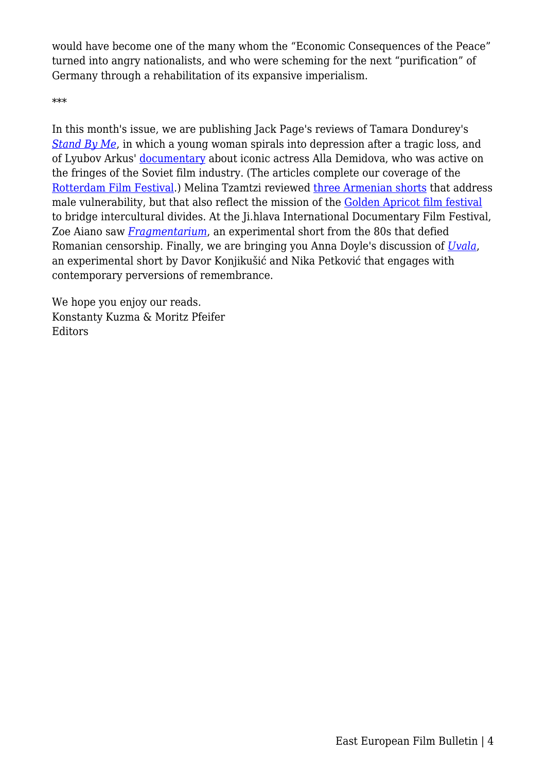would have become one of the many whom the "Economic Consequences of the Peace" turned into angry nationalists, and who were scheming for the next "purification" of Germany through a rehabilitation of its expansive imperialism.

***

In this month's issue, we are publishing Jack Page's reviews of Tamara Dondurey's *Stand By Me*, in which a young woman spirals into depression after a tragic loss, and of Lyubov Arkus' documentary about iconic actress Alla Demidova, who was active on the fringes of the Soviet film industry. (The articles complete our coverage of the Rotterdam Film Festival.) Melina Tzamtzi reviewed three Armenian shorts that address male vulnerability, but that also reflect the mission of the Golden Apricot film festival to bridge intercultural divides. At the Ji.hlava International Documentary Film Festival, Zoe Aiano saw *Fragmentarium*, an experimental short from the 80s that defied Romanian censorship. Finally, we are bringing you Anna Doyle's discussion of *Uvala*, an experimental short by Davor Konjikušić and Nika Petković that engages with contemporary perversions of remembrance.

We hope you enjoy our reads.
Konstanty Kuzma & Moritz Pfeifer
Editors